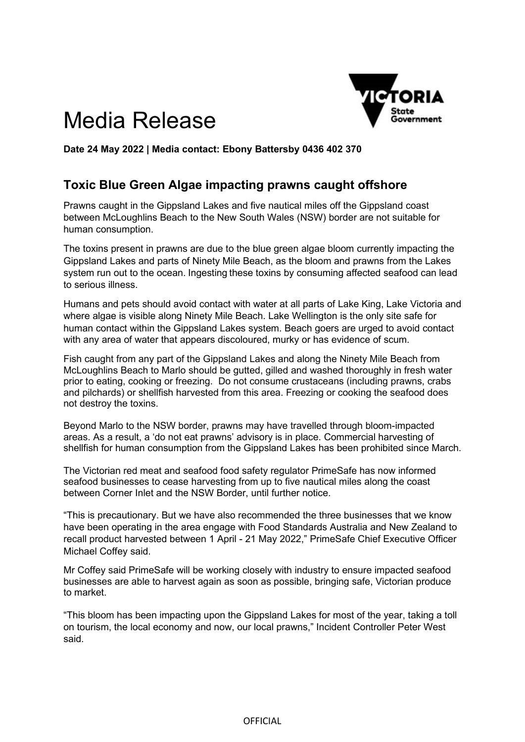# Media Release

**Date 24 May 2022 | Media contact: Ebony Battersby 0436 402 370**

## Toxic Blue Green Algae impacting prawns caught offshore

Prawns caught in the Gippsland Lakes and five nautical miles off the Gippsland coast between McLoughlins Beach to the New South Wales (NSW) border are not suitable for human consumption.

The toxins present in prawns are due to the blue green algae bloom currently impacting the Gippsland Lakes and parts of Ninety Mile Beach, as the bloom and prawns from the Lakes system run out to the ocean. Ingesting these toxins by consuming affected seafood can lead to serious illness.

Humans and pets should avoid contact with water at all parts of Lake King, Lake Victoria and where algae is visible along Ninety Mile Beach. Lake Wellington is the only site safe for human contact within the Gippsland Lakes system. Beach goers are urged to avoid contact with any area of water that appears discoloured, murky or has evidence of scum.

Fish caught from any part of the Gippsland Lakes and along the Ninety Mile Beach from McLoughlins Beach to Marlo should be gutted, gilled and washed thoroughly in fresh water prior to eating, cooking or freezing. Do not consume crustaceans (including prawns, crabs and pilchards) or shellfish harvested from this area. Freezing or cooking the seafood does not destroy the toxins.

Beyond Marlo to the NSW border, prawns may have travelled through bloom-impacted areas. As a result, a 'do not eat prawns' advisory is in place. Commercial harvesting of shellfish for human consumption from the Gippsland Lakes has been prohibited since March.

The Victorian red meat and seafood food safety regulator PrimeSafe has now informed seafood businesses to cease harvesting from up to five nautical miles along the coast between Corner Inlet and the NSW Border, until further notice.

"This is precautionary. But we have also recommended the three businesses that we know have been operating in the area engage with Food Standards Australia and New Zealand to recall product harvested between 1 April - 21 May 2022," PrimeSafe Chief Executive Officer Michael Coffey said.

Mr Coffey said PrimeSafe will be working closely with industry to ensure impacted seafood businesses are able to harvest again as soon as possible, bringing safe, Victorian produce to market.

"This bloom has been impacting upon the Gippsland Lakes for most of the year, taking a toll on tourism, the local economy and now, our local prawns," Incident Controller Peter West said.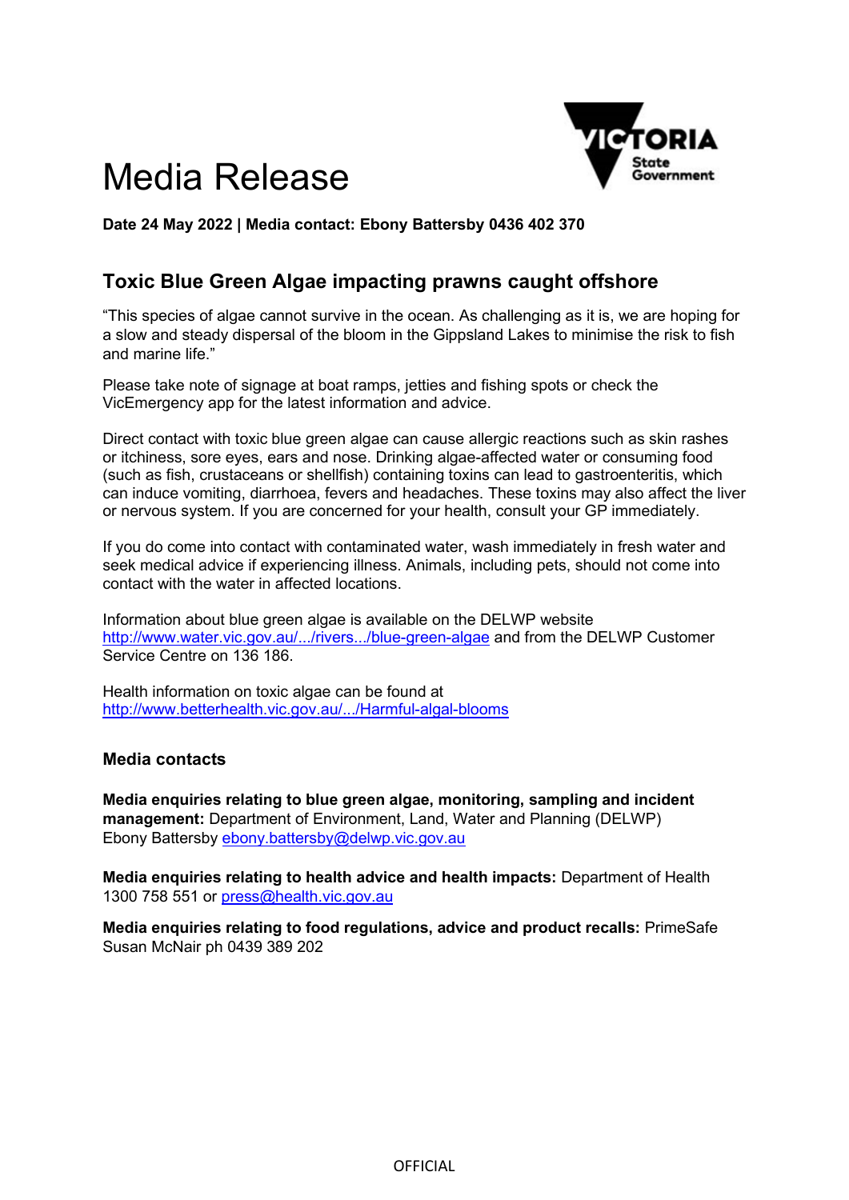# Media Release

**Date 24 May 2022 | Media contact: Ebony Battersby 0436 402 370**

## Toxic Blue Green Algae impacting prawns caught offshore

"This species of algae cannot survive in the ocean. As challenging as it is, we are hoping for a slow and steady dispersal of the bloom in the Gippsland Lakes to minimise the risk to fish and marine life."

Please take note of signage at boat ramps, jetties and fishing spots or check the VicEmergency app for the latest information and advice.

Direct contact with toxic blue green algae can cause allergic reactions such as skin rashes or itchiness, sore eyes, ears and nose. Drinking algae-affected water or consuming food (such as fish, crustaceans or shellfish) containing toxins can lead to gastroenteritis, which can induce vomiting, diarrhoea, fevers and headaches. These toxins may also affect the liver or nervous system. If you are concerned for your health, consult your GP immediately.

If you do come into contact with contaminated water, wash immediately in fresh water and seek medical advice if experiencing illness. Animals, including pets, should not come into contact with the water in affected locations.

Information about blue green algae is available on the DELWP website http://www.water.vic.gov.au/.../rivers.../blue-green-algae and from the DELWP Customer Service Centre on 136 186.

Health information on toxic algae can be found at http://www.betterhealth.vic.gov.au/.../Harmful-algal-blooms

### Media contacts

**Media enquiries relating to blue green algae, monitoring, sampling and incident management:** Department of Environment, Land, Water and Planning (DELWP)
Ebony Battersby ebony.battersby@delwp.vic.gov.au

**Media enquiries relating to health advice and health impacts:** Department of Health 1300 758 551 or press@health.vic.gov.au

**Media enquiries relating to food regulations, advice and product recalls:** PrimeSafe Susan McNair ph 0439 389 202